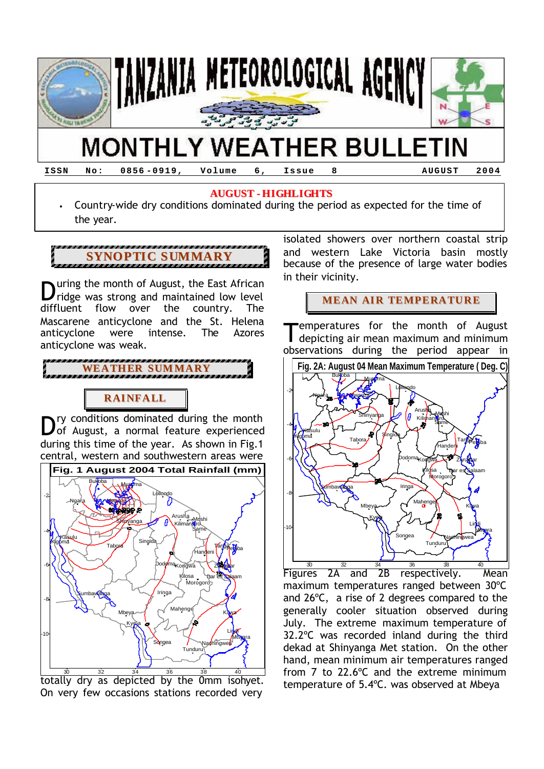# TANZANIA METEOROLOGICAL AGENCY

# MONTHLY WEATHER BULLETIN

ISSN No: 0856-0919, Volume 6, Issue 8 AUGUST 2004

**AUGUST - HIGHLIGHTS**

- Country-wide dry conditions dominated during the period as expected for the time of the year.

## SYNOPTIC SUMMARY

During the month of August, the East African ridge was strong and maintained low level diffluent flow over the country. The Mascarene anticyclone and the St. Helena anticyclone were intense. The Azores anticyclone was weak.

## WEATHER SUMMARY

### RAINFALL

Dry conditions dominated during the month of August, a normal feature experienced during this time of the year. As shown in Fig.1 central, western and southwestern areas were totally dry as depicted by the 0mm isohyet. On very few occasions stations recorded very isolated showers over northern coastal strip and western Lake Victoria basin mostly because of the presence of large water bodies in their vicinity.

**Fig. 1 August 2004 Total Rainfall (mm)**

### MEAN AIR TEMPERATURE

Temperatures for the month of August depicting air mean maximum and minimum observations during the period appear in Figures 2A and 2B respectively. Mean maximum temperatures ranged between 30°C and 26°C, a rise of 2 degrees compared to the generally cooler situation observed during July. The extreme maximum temperature of 32.2°C was recorded inland during the third dekad at Shinyanga Met station. On the other hand, mean minimum air temperatures ranged from 7 to 22.6°C and the extreme minimum temperature of 5.4°C. was observed at Mbeya

**Fig. 2A: August 04 Mean Maximum Temperature ( Deg. C)**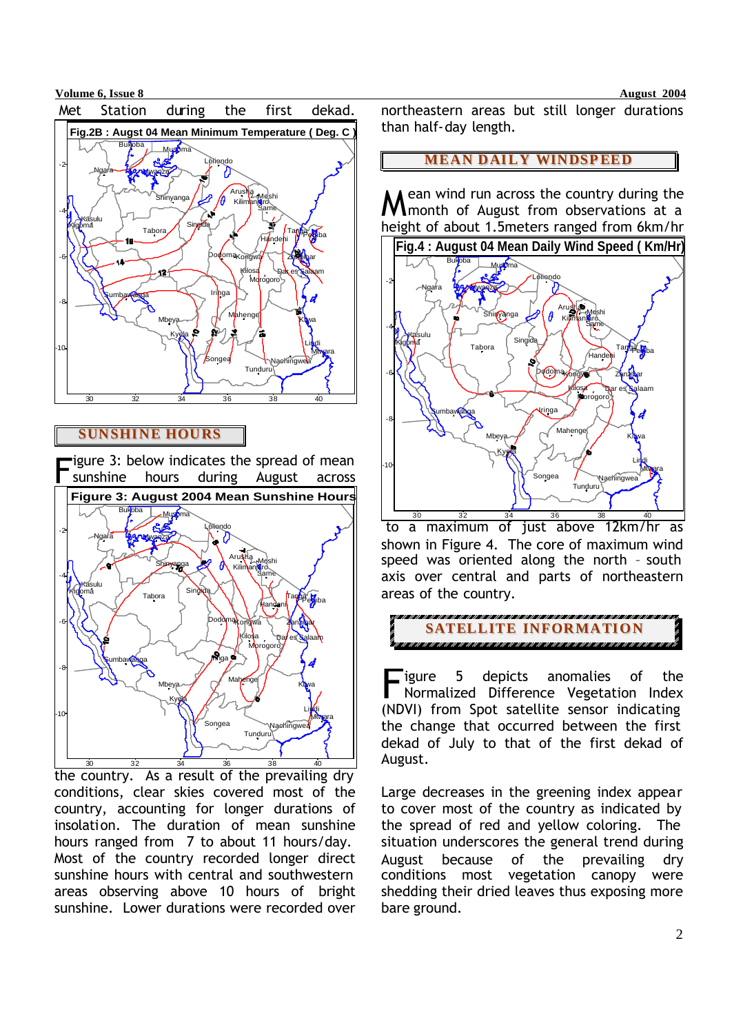Met Station during the first dekad.

Fig.2B : Augst 04 Mean Minimum Temperature ( Deg. C )

## SUNSHINE HOURS

Figure 3: below indicates the spread of mean sunshine hours during August across

Figure 3: August 2004 Mean Sunshine Hours

the country. As a result of the prevailing dry conditions, clear skies covered most of the country, accounting for longer durations of insolation. The duration of mean sunshine hours ranged from 7 to about 11 hours/day. Most of the country recorded longer direct sunshine hours with central and southwestern areas observing above 10 hours of bright sunshine. Lower durations were recorded over northeastern areas but still longer durations than half-day length.

## MEAN DAILY WINDSPEED

Mean wind run across the country during the month of August from observations at a height of about 1.5meters ranged from 6km/hr

Fig.4 : August 04 Mean Daily Wind Speed ( Km/Hr)

to a maximum of just above 12km/hr as shown in Figure 4. The core of maximum wind speed was oriented along the north – south axis over central and parts of northeastern areas of the country.

## SATELLITE INFORMATION

Figure 5 depicts anomalies of the Normalized Difference Vegetation Index (NDVI) from Spot satellite sensor indicating the change that occurred between the first dekad of July to that of the first dekad of August.

Large decreases in the greening index appear to cover most of the country as indicated by the spread of red and yellow coloring. The situation underscores the general trend during August because of the prevailing dry conditions most vegetation canopy were shedding their dried leaves thus exposing more bare ground.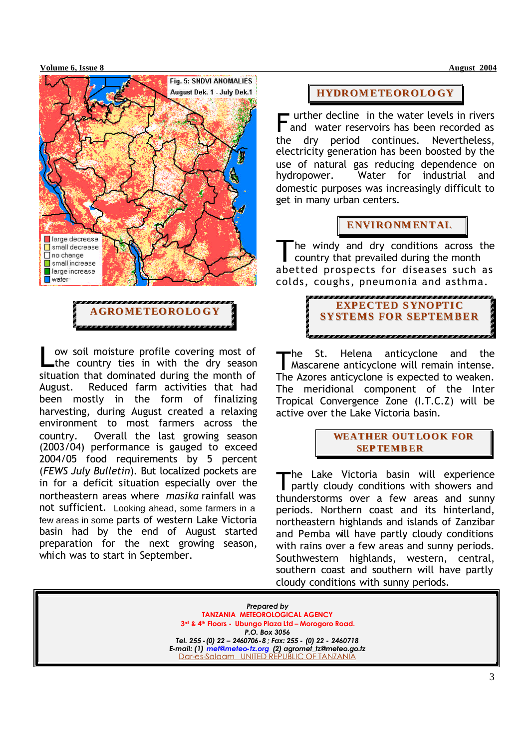Fig. 5: SNDVI ANOMALIES
August Dek. 1 - July Dek.1

large decrease
small decrease
no change
small increase
large increase
water

## AGROMETEOROLOGY

Low soil moisture profile covering most of the country ties in with the dry season situation that dominated during the month of August. Reduced farm activities that had been mostly in the form of finalizing harvesting, during August created a relaxing environment to most farmers across the country. Overall the last growing season (2003/04) performance is gauged to exceed 2004/05 food requirements by 5 percent (*FEWS July Bulletin*). But localized pockets are in for a deficit situation especially over the northeastern areas where *masika* rainfall was not sufficient. Looking ahead, some farmers in a few areas in some parts of western Lake Victoria basin had by the end of August started preparation for the next growing season, which was to start in September.

## HYDROMETEOROLOGY

Further decline in the water levels in rivers and water reservoirs has been recorded as the dry period continues. Nevertheless, electricity generation has been boosted by the use of natural gas reducing dependence on hydropower. Water for industrial and domestic purposes was increasingly difficult to get in many urban centers.

## ENVIRONMENTAL

The windy and dry conditions across the country that prevailed during the month abetted prospects for diseases such as colds, coughs, pneumonia and asthma.

## EXPECTED SYNOPTIC SYSTEMS FOR SEPTEMBER

The St. Helena anticyclone and the Mascarene anticyclone will remain intense. The Azores anticyclone is expected to weaken. The meridional component of the Inter Tropical Convergence Zone (I.T.C.Z) will be active over the Lake Victoria basin.

## WEATHER OUTLOOK FOR SEPTEMBER

The Lake Victoria basin will experience partly cloudy conditions with showers and thunderstorms over a few areas and sunny periods. Northern coast and its hinterland, northeastern highlands and islands of Zanzibar and Pemba will have partly cloudy conditions with rains over a few areas and sunny periods. Southwestern highlands, western, central, southern coast and southern will have partly cloudy conditions with sunny periods.

*Prepared by*
**TANZANIA METEOROLOGICAL AGENCY**
**3rd & 4th Floors - Ubungo Plaza Ltd – Morogoro Road.**
***P.O. Box 3056***
***Tel. 255 -(0) 22 – 2460706-8 ; Fax: 255 - (0) 22 - 2460718***
***E-mail: (1) met@meteo-tz.org (2) agromet_tz@meteo.go.tz***
Dar-es-Salaam UNITED REPUBLIC OF TANZANIA